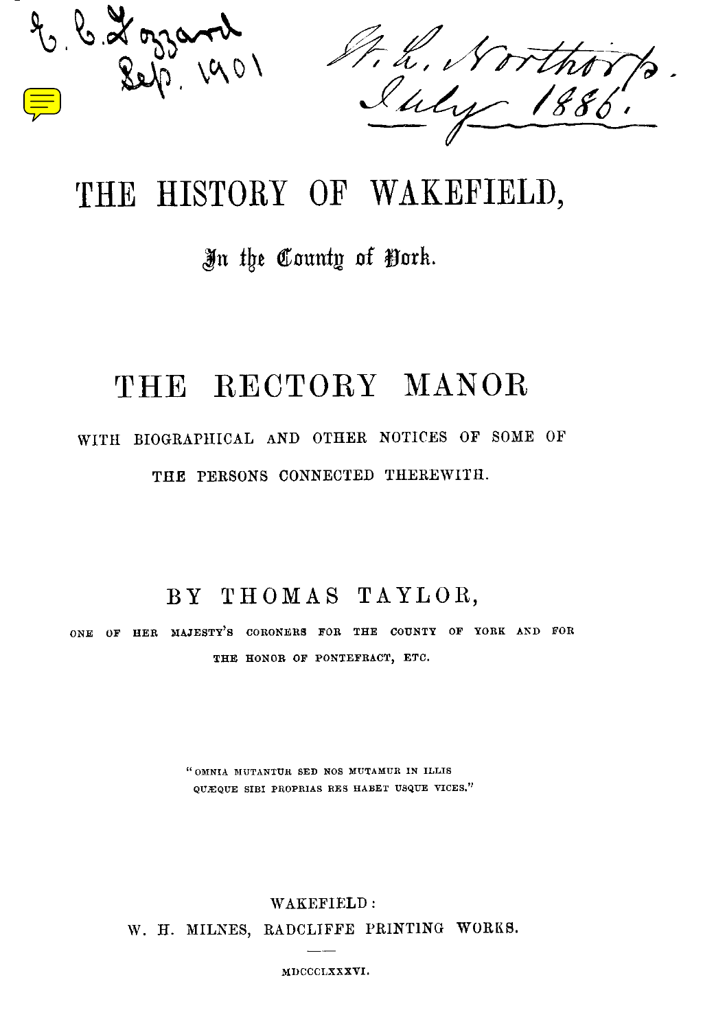E. C. Lozzard
Sep. 1901

H. L. Northrop.
July 1886.

# THE HISTORY OF WAKEFIELD,

## In the County of York.

# THE RECTORY MANOR

WITH BIOGRAPHICAL AND OTHER NOTICES OF SOME OF THE PERSONS CONNECTED THEREWITH.

BY THOMAS TAYLOR,

ONE OF HER MAJESTY'S CORONERS FOR THE COUNTY OF YORK AND FOR THE HONOR OF PONTEFRACT, ETC.

"OMNIA MUTANTUR SED NOS MUTAMUR IN ILLIS
QUÆQUE SIBI PROPRIAS RES HABET USQUE VICES."

WAKEFIELD:
W. H. MILNES, RADCLIFFE PRINTING WORKS.

MDCCCLXXXVI.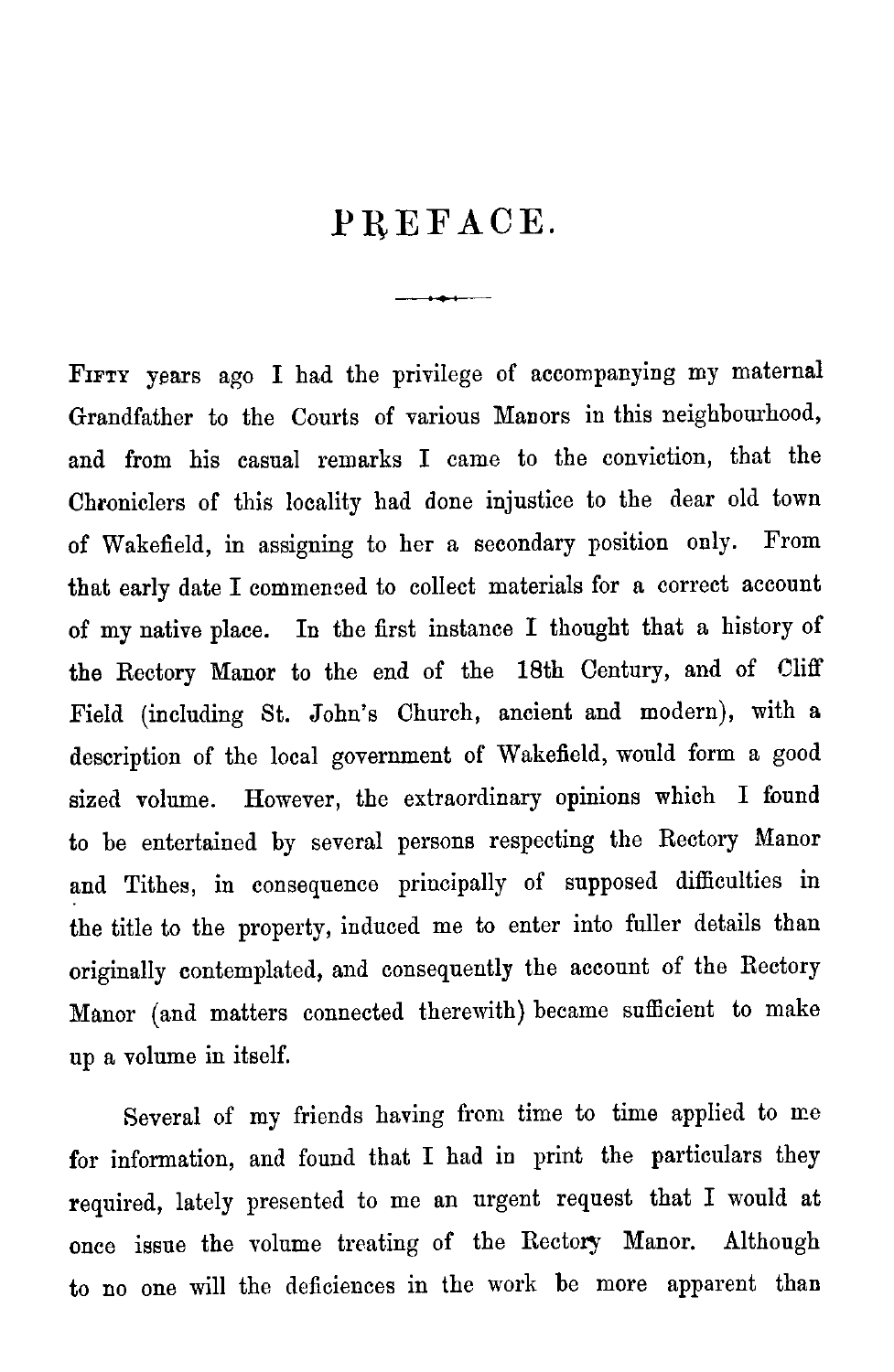# PREFACE.

FIFTY years ago I had the privilege of accompanying my maternal Grandfather to the Courts of various Manors in this neighbourhood, and from his casual remarks I came to the conviction, that the Chroniclers of this locality had done injustice to the dear old town of Wakefield, in assigning to her a secondary position only. From that early date I commenced to collect materials for a correct account of my native place. In the first instance I thought that a history of the Rectory Manor to the end of the 18th Century, and of Cliff Field (including St. John's Church, ancient and modern), with a description of the local government of Wakefield, would form a good sized volume. However, the extraordinary opinions which I found to be entertained by several persons respecting the Rectory Manor and Tithes, in consequence principally of supposed difficulties in the title to the property, induced me to enter into fuller details than originally contemplated, and consequently the account of the Rectory Manor (and matters connected therewith) became sufficient to make up a volume in itself.

Several of my friends having from time to time applied to me for information, and found that I had in print the particulars they required, lately presented to me an urgent request that I would at once issue the volume treating of the Rectory Manor. Although to no one will the deficiences in the work be more apparent than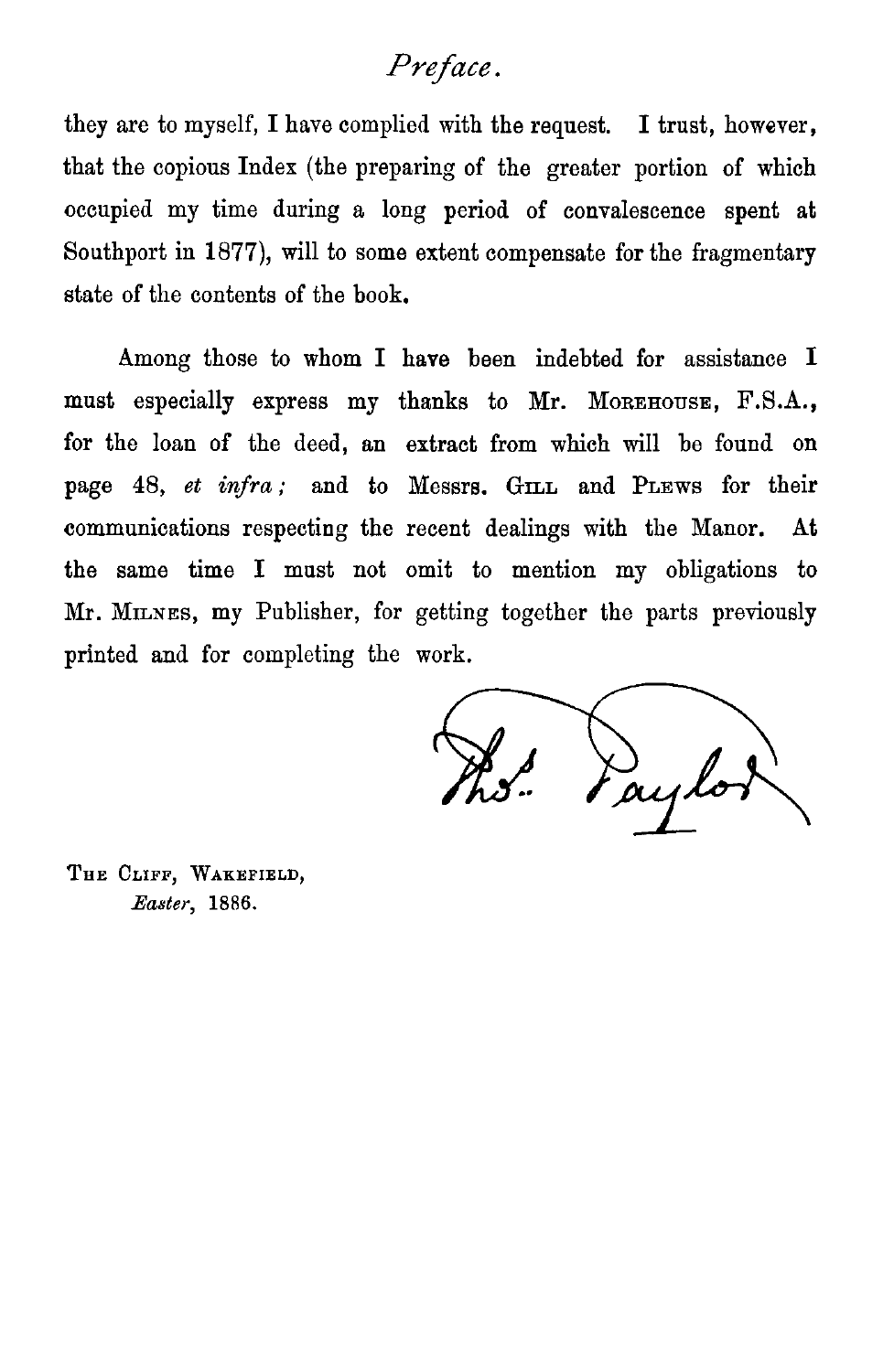they are to myself, I have complied with the request. I trust, however, that the copious Index (the preparing of the greater portion of which occupied my time during a long period of convalescence spent at Southport in 1877), will to some extent compensate for the fragmentary state of the contents of the book.

Among those to whom I have been indebted for assistance I must especially express my thanks to Mr. MOREHOUSE, F.S.A., for the loan of the deed, an extract from which will be found on page 48, *et infra;* and to Messrs. GILL and PLEWS for their communications respecting the recent dealings with the Manor. At the same time I must not omit to mention my obligations to Mr. MILNES, my Publisher, for getting together the parts previously printed and for completing the work.

Thos. Taylor

THE CLIFF, WAKEFIELD,
*Easter*, 1886.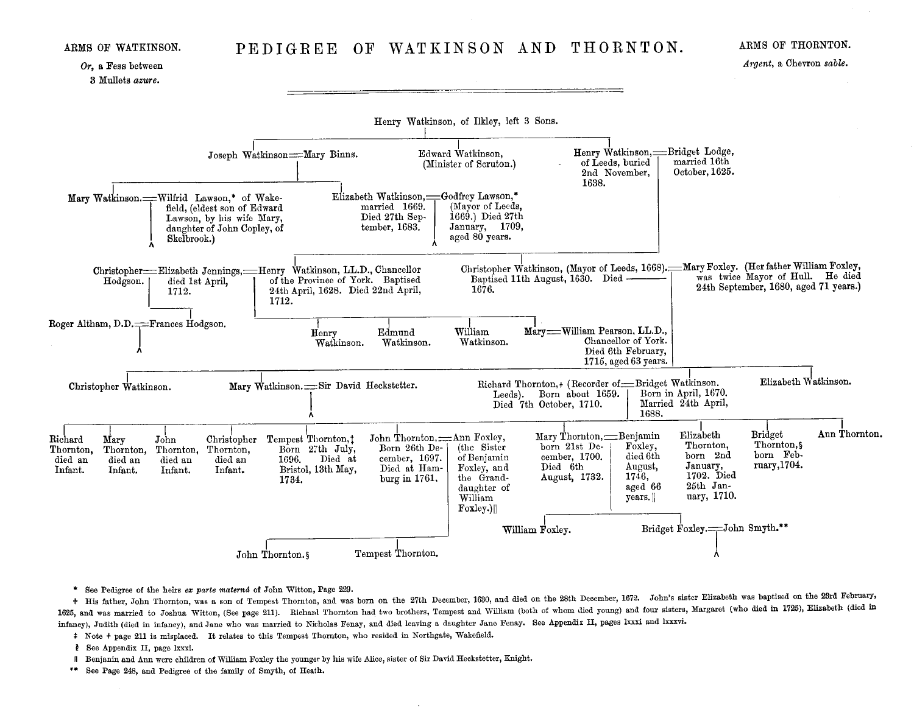ARMS OF WATKINSON.

*Or*, a Fess between 3 Mullets *azure*.

# PEDIGREE OF WATKINSON AND THORNTON.

ARMS OF THORNTON.

*Argent*, a Chevron *sable*.

Henry Watkinson, of Ilkley, left 3 Sons.

Joseph Watkinson = Mary Binns.

Edward Watkinson, (Minister of Scruton.)

Henry Watkinson, of Leeds, buried 2nd November, 1638. = Bridget Lodge, married 16th October, 1625.

Mary Watkinson. = Wilfrid Lawson,* of Wakefield, (eldest son of Edward Lawson, by his wife Mary, daughter of John Copley, of Skelbrook.)

Elizabeth Watkinson, married 1669. Died 27th September, 1683. = Godfrey Lawson,* (Mayor of Leeds, 1669.) Died 27th January, 1709, aged 80 years.

Christopher Hodgson. = Elizabeth Jennings, died 1st April, 1712. = Henry Watkinson, LL.D., Chancellor of the Province of York. Baptised 24th April, 1628. Died 22nd April, 1712.

Christopher Watkinson, (Mayor of Leeds, 1668). Baptised 11th August, 1630. Died —— 1676. = Mary Foxley. (Her father William Foxley, was twice Mayor of Hull. He died 24th September, 1680, aged 71 years.)

Roger Altham, D.D. = Frances Hodgson.

Henry Watkinson. Edmund Watkinson. William Watkinson. Mary = William Pearson, LL.D., Chancellor of York. Died 6th February, 1715, aged 63 years.

Christopher Watkinson.

Mary Watkinson. = Sir David Heckstetter.

Richard Thornton,† (Recorder of Leeds). Born about 1659. Died 7th October, 1710. = Bridget Watkinson. Born in April, 1670. Married 24th April, 1688.

Elizabeth Watkinson.

Richard Thornton, died an Infant.

Mary Thornton, died an Infant.

John Thornton, died an Infant.

Christopher Thornton, died an Infant.

Tempest Thornton,‡ Born 27th July, 1696. Died at Bristol, 13th May, 1734.

John Thornton, Born 26th December, 1697. Died at Hamburg in 1761. = Ann Foxley, (the Sister of Benjamin Foxley, and the Granddaughter of William Foxley.)‖

Mary Thornton, born 21st December, 1700. Died 6th August, 1732. = Benjamin Foxley, died 6th August, 1746, aged 66 years.‖

Elizabeth Thornton, born 2nd January, 1702. Died 25th January, 1710.

Bridget Thornton,§ born February, 1704.

Ann Thornton.

John Thornton.§ Tempest Thornton.

William Foxley. Bridget Foxley. = John Smyth.**

\* See Pedigree of the heirs *ex parte maternâ* of John Witton, Page 229.

† His father, John Thornton, was a son of Tempest Thornton, and was born on the 27th December, 1630, and died on the 28th December, 1672. John's sister Elizabeth was baptised on the 23rd February, 1625, and was married to Joshua Witton, (See page 211). Richard Thornton had two brothers, Tempest and William (both of whom died young) and four sisters, Margaret (who died in 1725), Elizabeth (died in infancy), Judith (died in infancy), and Jane who was married to Nicholas Fenay, and died leaving a daughter Jane Fenay. See Appendix II, pages lxxxi and lxxxvi.

‡ Note † page 211 is misplaced. It relates to this Tempest Thornton, who resided in Northgate, Wakefield.

§ See Appendix II, page lxxxi.

‖ Benjamin and Ann were children of William Foxley the younger by his wife Alice, sister of Sir David Heckstetter, Knight.

\** See Page 248, and Pedigree of the family of Smyth, of Heath.